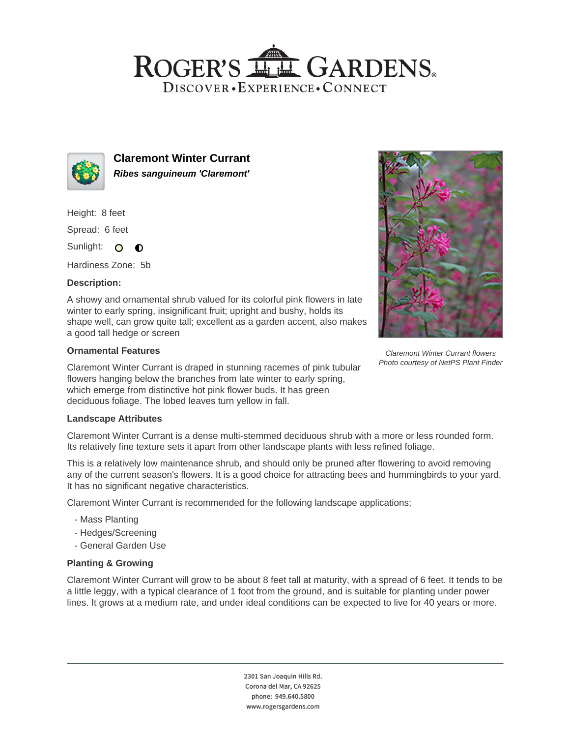# ROGER'S GARDENS

DISCOVER • EXPERIENCE • CONNECT

## Claremont Winter Currant

***Ribes sanguineum 'Claremont'***

Height: 8 feet

Spread: 6 feet

Sunlight:

Hardiness Zone: 5b

### Description:

A showy and ornamental shrub valued for its colorful pink flowers in late winter to early spring, insignificant fruit; upright and bushy, holds its shape well, can grow quite tall; excellent as a garden accent, also makes a good tall hedge or screen

*Claremont Winter Currant flowers*
*Photo courtesy of NetPS Plant Finder*

### Ornamental Features

Claremont Winter Currant is draped in stunning racemes of pink tubular flowers hanging below the branches from late winter to early spring, which emerge from distinctive hot pink flower buds. It has green deciduous foliage. The lobed leaves turn yellow in fall.

### Landscape Attributes

Claremont Winter Currant is a dense multi-stemmed deciduous shrub with a more or less rounded form. Its relatively fine texture sets it apart from other landscape plants with less refined foliage.

This is a relatively low maintenance shrub, and should only be pruned after flowering to avoid removing any of the current season's flowers. It is a good choice for attracting bees and hummingbirds to your yard. It has no significant negative characteristics.

Claremont Winter Currant is recommended for the following landscape applications;

- Mass Planting
- Hedges/Screening
- General Garden Use

### Planting & Growing

Claremont Winter Currant will grow to be about 8 feet tall at maturity, with a spread of 6 feet. It tends to be a little leggy, with a typical clearance of 1 foot from the ground, and is suitable for planting under power lines. It grows at a medium rate, and under ideal conditions can be expected to live for 40 years or more.

2301 San Joaquin Hills Rd.
Corona del Mar, CA 92625
phone: 949.640.5800
www.rogersgardens.com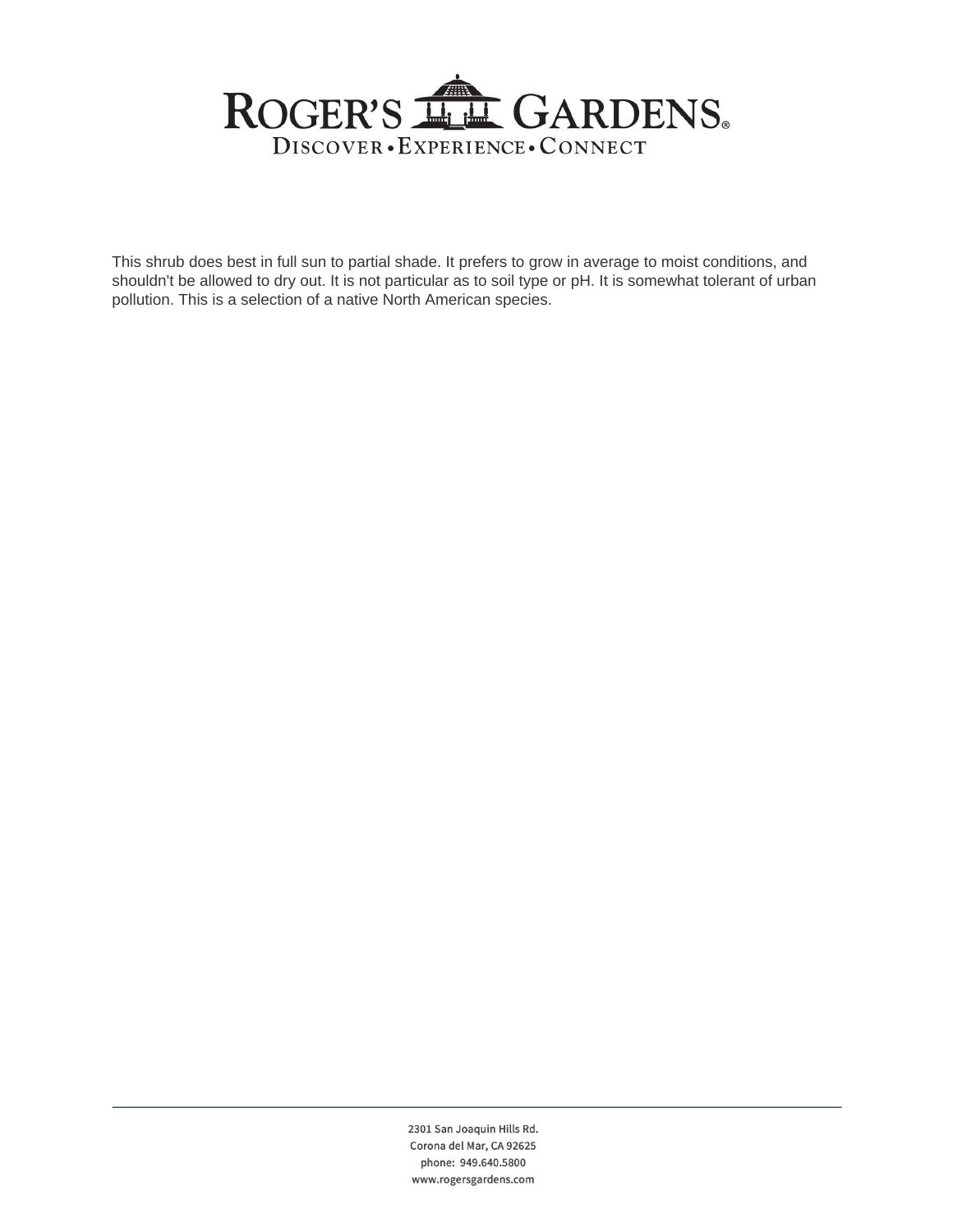This shrub does best in full sun to partial shade. It prefers to grow in average to moist conditions, and shouldn't be allowed to dry out. It is not particular as to soil type or pH. It is somewhat tolerant of urban pollution. This is a selection of a native North American species.